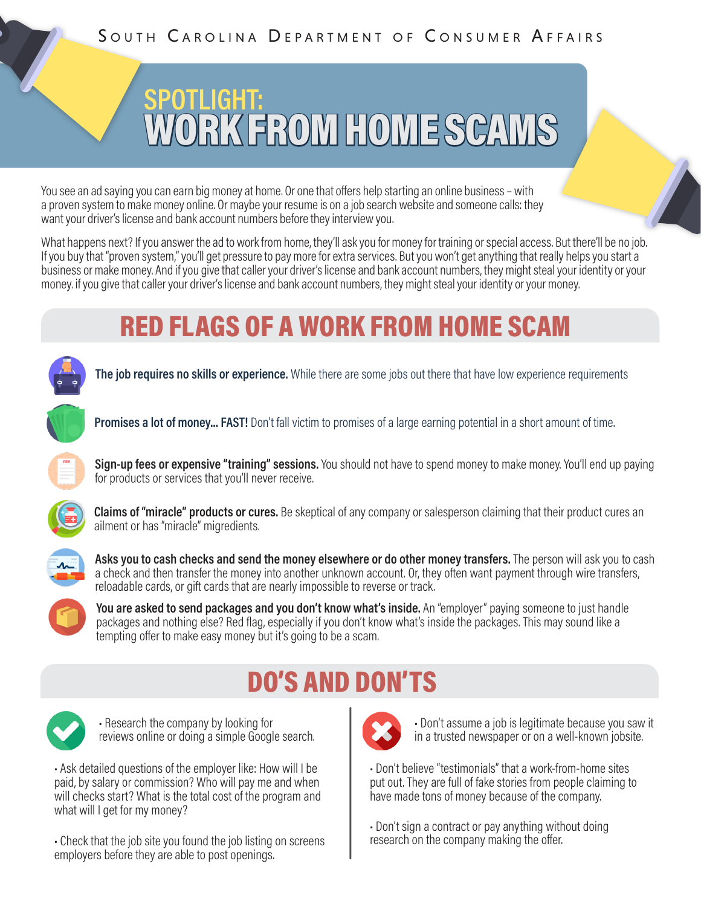South Carolina Department of Consumer Affairs

# SPOTLIGHT: WORK FROM HOME SCAMS

You see an ad saying you can earn big money at home. Or one that offers help starting an online business – with a proven system to make money online. Or maybe your resume is on a job search website and someone calls: they want your driver's license and bank account numbers before they interview you.

What happens next? If you answer the ad to work from home, they'll ask you for money for training or special access. But there'll be no job. If you buy that "proven system," you'll get pressure to pay more for extra services. But you won't get anything that really helps you start a business or make money. And if you give that caller your driver's license and bank account numbers, they might steal your identity or your money. if you give that caller your driver's license and bank account numbers, they might steal your identity or your money.

## RED FLAGS OF A WORK FROM HOME SCAM

**The job requires no skills or experience.** While there are some jobs out there that have low experience requirements

**Promises a lot of money... FAST!** Don't fall victim to promises of a large earning potential in a short amount of time.

**Sign-up fees or expensive "training" sessions.** You should not have to spend money to make money. You'll end up paying for products or services that you'll never receive.

**Claims of "miracle" products or cures.** Be skeptical of any company or salesperson claiming that their product cures an ailment or has "miracle" migredients.

**Asks you to cash checks and send the money elsewhere or do other money transfers.** The person will ask you to cash a check and then transfer the money into another unknown account. Or, they often want payment through wire transfers, reloadable cards, or gift cards that are nearly impossible to reverse or track.

**You are asked to send packages and you don't know what's inside.** An "employer" paying someone to just handle packages and nothing else? Red flag, especially if you don't know what's inside the packages. This may sound like a tempting offer to make easy money but it's going to be a scam.

## DO'S AND DON'TS

- Research the company by looking for reviews online or doing a simple Google search.
- Ask detailed questions of the employer like: How will I be paid, by salary or commission? Who will pay me and when will checks start? What is the total cost of the program and what will I get for my money?
- Check that the job site you found the job listing on screens employers before they are able to post openings.

- Don't assume a job is legitimate because you saw it in a trusted newspaper or on a well-known jobsite.
- Don't believe "testimonials" that a work-from-home sites put out. They are full of fake stories from people claiming to have made tons of money because of the company.
- Don't sign a contract or pay anything without doing research on the company making the offer.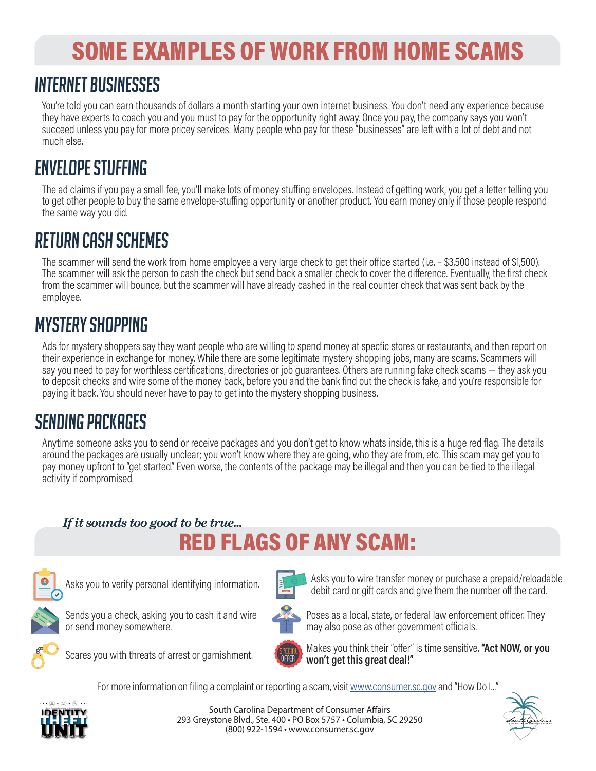# SOME EXAMPLES OF WORK FROM HOME SCAMS

## INTERNET BUSINESSES

You're told you can earn thousands of dollars a month starting your own internet business. You don't need any experience because they have experts to coach you and you must to pay for the opportunity right away. Once you pay, the company says you won't succeed unless you pay for more pricey services. Many people who pay for these "businesses" are left with a lot of debt and not much else.

## ENVELOPE STUFFING

The ad claims if you pay a small fee, you'll make lots of money stuffing envelopes. Instead of getting work, you get a letter telling you to get other people to buy the same envelope-stuffing opportunity or another product. You earn money only if those people respond the same way you did.

## RETURN CASH SCHEMES

The scammer will send the work from home employee a very large check to get their office started (i.e. – $3,500 instead of $1,500). The scammer will ask the person to cash the check but send back a smaller check to cover the difference. Eventually, the first check from the scammer will bounce, but the scammer will have already cashed in the real counter check that was sent back by the employee.

## MYSTERY SHOPPING

Ads for mystery shoppers say they want people who are willing to spend money at specfic stores or restaurants, and then report on their experience in exchange for money. While there are some legitimate mystery shopping jobs, many are scams. Scammers will say you need to pay for worthless certifications, directories or job guarantees. Others are running fake check scams — they ask you to deposit checks and wire some of the money back, before you and the bank find out the check is fake, and you're responsible for paying it back. You should never have to pay to get into the mystery shopping business.

## SENDING PACKAGES

Anytime someone asks you to send or receive packages and you don't get to know whats inside, this is a huge red flag. The details around the packages are usually unclear; you won't know where they are going, who they are from, etc. This scam may get you to pay money upfront to "get started." Even worse, the contents of the package may be illegal and then you can be tied to the illegal activity if compromised.

*If it sounds too good to be true...*

# RED FLAGS OF ANY SCAM:

- Asks you to verify personal identifying information.
- Sends you a check, asking you to cash it and wire or send money somewhere.
- Scares you with threats of arrest or garnishment.
- Asks you to wire transfer money or purchase a prepaid/reloadable debit card or gift cards and give them the number off the card.
- Poses as a local, state, or federal law enforcement officer. They may also pose as other government officials.
- Makes you think their "offer" is time sensitive. **"Act NOW, or you won't get this great deal!"**

For more information on filing a complaint or reporting a scam, visit www.consumer.sc.gov and "How Do I..."

South Carolina Department of Consumer Affairs
293 Greystone Blvd., Ste. 400 • PO Box 5757 • Columbia, SC 29250
(800) 922-1594 • www.consumer.sc.gov